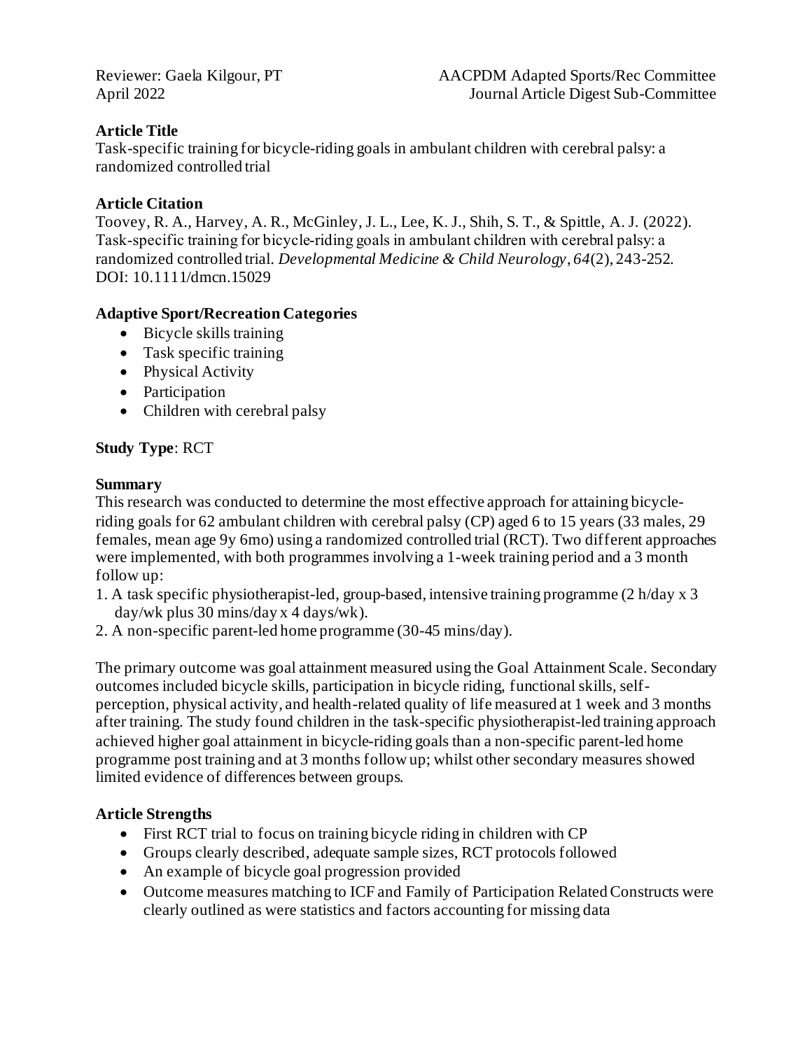Reviewer: Gaela Kilgour, PT
April 2022

AACPDM Adapted Sports/Rec Committee
Journal Article Digest Sub-Committee

**Article Title**

Task-specific training for bicycle-riding goals in ambulant children with cerebral palsy: a randomized controlled trial

**Article Citation**

Toovey, R. A., Harvey, A. R., McGinley, J. L., Lee, K. J., Shih, S. T., & Spittle, A. J. (2022). Task-specific training for bicycle-riding goals in ambulant children with cerebral palsy: a randomized controlled trial. *Developmental Medicine & Child Neurology*, *64*(2), 243-252. DOI: 10.1111/dmcn.15029

**Adaptive Sport/Recreation Categories**

- Bicycle skills training
- Task specific training
- Physical Activity
- Participation
- Children with cerebral palsy

**Study Type**: RCT

**Summary**

This research was conducted to determine the most effective approach for attaining bicycle-riding goals for 62 ambulant children with cerebral palsy (CP) aged 6 to 15 years (33 males, 29 females, mean age 9y 6mo) using a randomized controlled trial (RCT). Two different approaches were implemented, with both programmes involving a 1-week training period and a 3 month follow up:

1. A task specific physiotherapist-led, group-based, intensive training programme (2 h/day x 3 day/wk plus 30 mins/day x 4 days/wk).
2. A non-specific parent-led home programme (30-45 mins/day).

The primary outcome was goal attainment measured using the Goal Attainment Scale. Secondary outcomes included bicycle skills, participation in bicycle riding, functional skills, self-perception, physical activity, and health-related quality of life measured at 1 week and 3 months after training. The study found children in the task-specific physiotherapist-led training approach achieved higher goal attainment in bicycle-riding goals than a non-specific parent-led home programme post training and at 3 months follow up; whilst other secondary measures showed limited evidence of differences between groups.

**Article Strengths**

- First RCT trial to focus on training bicycle riding in children with CP
- Groups clearly described, adequate sample sizes, RCT protocols followed
- An example of bicycle goal progression provided
- Outcome measures matching to ICF and Family of Participation Related Constructs were clearly outlined as were statistics and factors accounting for missing data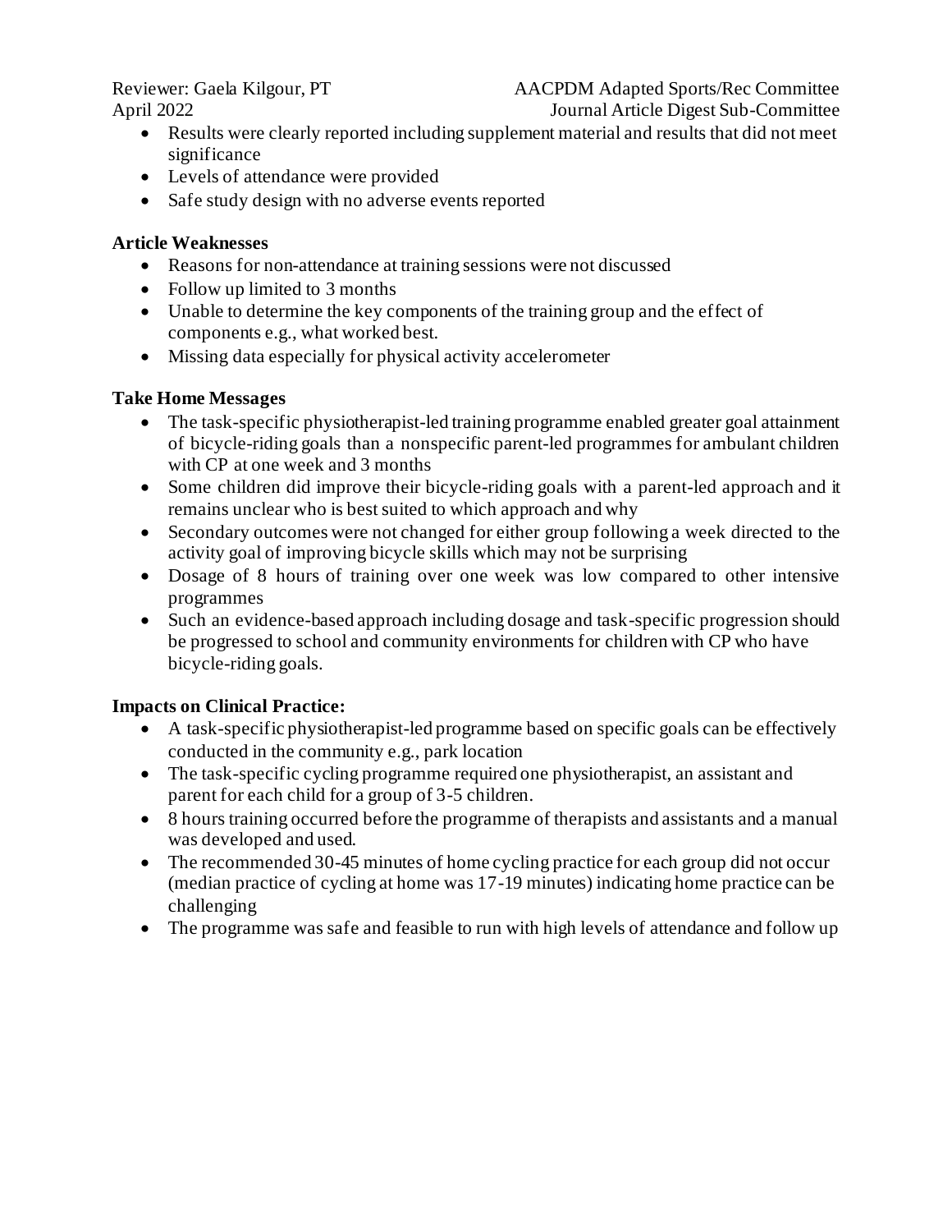- Results were clearly reported including supplement material and results that did not meet significance
- Levels of attendance were provided
- Safe study design with no adverse events reported

**Article Weaknesses**

- Reasons for non-attendance at training sessions were not discussed
- Follow up limited to 3 months
- Unable to determine the key components of the training group and the effect of components e.g., what worked best.
- Missing data especially for physical activity accelerometer

**Take Home Messages**

- The task-specific physiotherapist-led training programme enabled greater goal attainment of bicycle-riding goals than a nonspecific parent-led programmes for ambulant children with CP at one week and 3 months
- Some children did improve their bicycle-riding goals with a parent-led approach and it remains unclear who is best suited to which approach and why
- Secondary outcomes were not changed for either group following a week directed to the activity goal of improving bicycle skills which may not be surprising
- Dosage of 8 hours of training over one week was low compared to other intensive programmes
- Such an evidence-based approach including dosage and task-specific progression should be progressed to school and community environments for children with CP who have bicycle-riding goals.

**Impacts on Clinical Practice:**

- A task-specific physiotherapist-led programme based on specific goals can be effectively conducted in the community e.g., park location
- The task-specific cycling programme required one physiotherapist, an assistant and parent for each child for a group of 3-5 children.
- 8 hours training occurred before the programme of therapists and assistants and a manual was developed and used.
- The recommended 30-45 minutes of home cycling practice for each group did not occur (median practice of cycling at home was 17-19 minutes) indicating home practice can be challenging
- The programme was safe and feasible to run with high levels of attendance and follow up